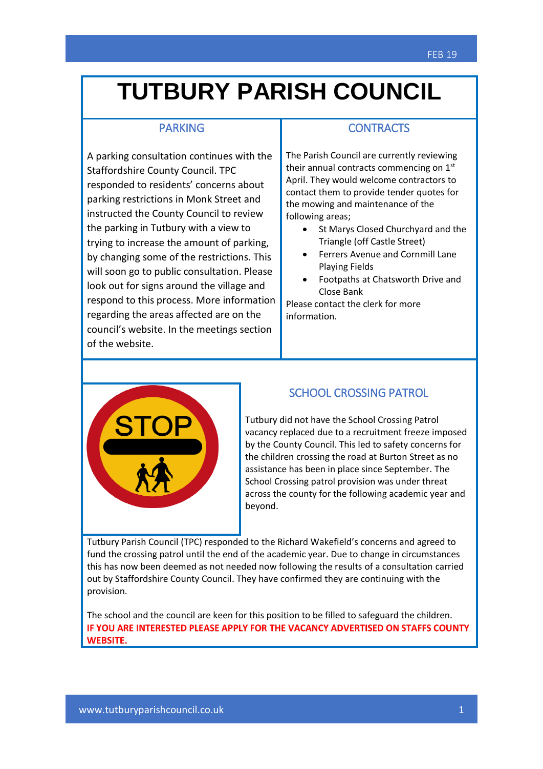# TUTBURY PARISH COUNCIL

## PARKING

A parking consultation continues with the Staffordshire County Council. TPC responded to residents' concerns about parking restrictions in Monk Street and instructed the County Council to review the parking in Tutbury with a view to trying to increase the amount of parking, by changing some of the restrictions. This will soon go to public consultation. Please look out for signs around the village and respond to this process. More information regarding the areas affected are on the council's website. In the meetings section of the website.

## CONTRACTS

The Parish Council are currently reviewing their annual contracts commencing on 1st April. They would welcome contractors to contact them to provide tender quotes for the mowing and maintenance of the following areas;

- St Marys Closed Churchyard and the Triangle (off Castle Street)
- Ferrers Avenue and Cornmill Lane Playing Fields
- Footpaths at Chatsworth Drive and Close Bank

Please contact the clerk for more information.

## SCHOOL CROSSING PATROL

Tutbury did not have the School Crossing Patrol vacancy replaced due to a recruitment freeze imposed by the County Council. This led to safety concerns for the children crossing the road at Burton Street as no assistance has been in place since September. The School Crossing patrol provision was under threat across the county for the following academic year and beyond.

Tutbury Parish Council (TPC) responded to the Richard Wakefield's concerns and agreed to fund the crossing patrol until the end of the academic year. Due to change in circumstances this has now been deemed as not needed now following the results of a consultation carried out by Staffordshire County Council. They have confirmed they are continuing with the provision.

The school and the council are keen for this position to be filled to safeguard the children.
**IF YOU ARE INTERESTED PLEASE APPLY FOR THE VACANCY ADVERTISED ON STAFFS COUNTY WEBSITE.**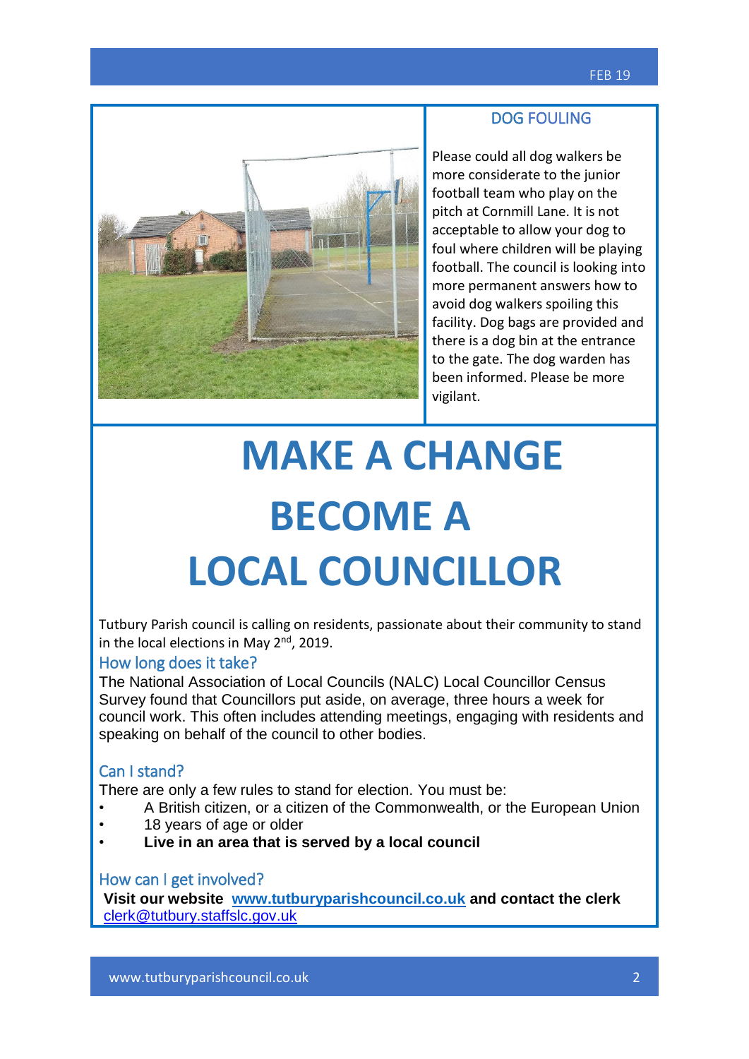## DOG FOULING

Please could all dog walkers be more considerate to the junior football team who play on the pitch at Cornmill Lane. It is not acceptable to allow your dog to foul where children will be playing football. The council is looking into more permanent answers how to avoid dog walkers spoiling this facility. Dog bags are provided and there is a dog bin at the entrance to the gate. The dog warden has been informed. Please be more vigilant.

# MAKE A CHANGE BECOME A LOCAL COUNCILLOR

Tutbury Parish council is calling on residents, passionate about their community to stand in the local elections in May 2nd, 2019.

### How long does it take?

The National Association of Local Councils (NALC) Local Councillor Census Survey found that Councillors put aside, on average, three hours a week for council work. This often includes attending meetings, engaging with residents and speaking on behalf of the council to other bodies.

### Can I stand?

There are only a few rules to stand for election. You must be:

- A British citizen, or a citizen of the Commonwealth, or the European Union
- 18 years of age or older
- **Live in an area that is served by a local council**

### How can I get involved?

**Visit our website www.tutburyparishcouncil.co.uk and contact the clerk** clerk@tutbury.staffslc.gov.uk